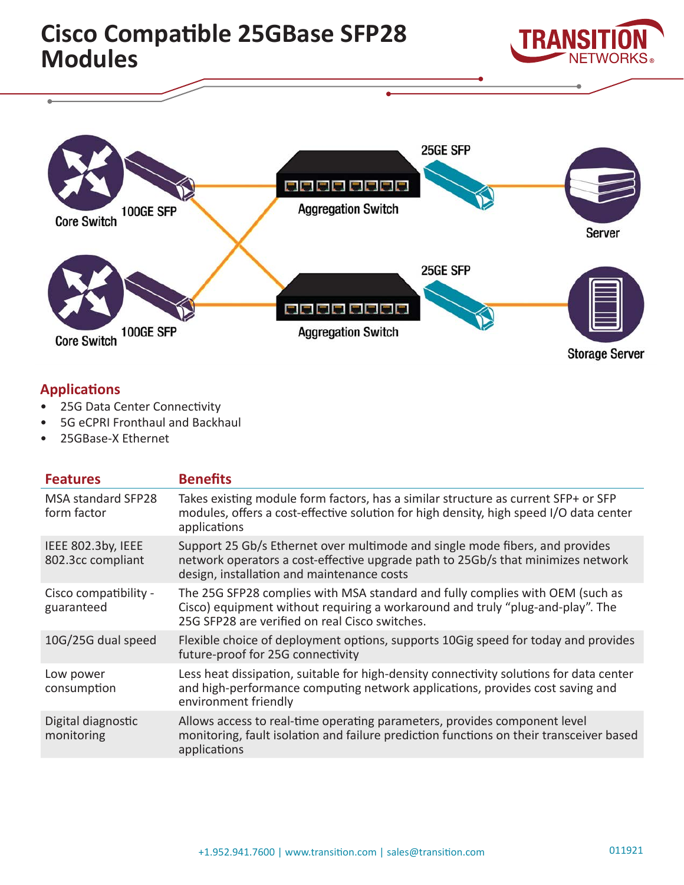# Cisco Compatible 25GBase SFP28 Modules

Core Switch 100GE SFP

Aggregation Switch 25GE SFP

Server

Core Switch 100GE SFP

Aggregation Switch 25GE SFP

Storage Server

## Applications

- 25G Data Center Connectivity
- 5G eCPRI Fronthaul and Backhaul
- 25GBase-X Ethernet

| Features | Benefits |
|---|---|
| MSA standard SFP28 form factor | Takes existing module form factors, has a similar structure as current SFP+ or SFP modules, offers a cost-effective solution for high density, high speed I/O data center applications |
| IEEE 802.3by, IEEE 802.3cc compliant | Support 25 Gb/s Ethernet over multimode and single mode fibers, and provides network operators a cost-effective upgrade path to 25Gb/s that minimizes network design, installation and maintenance costs |
| Cisco compatibility - guaranteed | The 25G SFP28 complies with MSA standard and fully complies with OEM (such as Cisco) equipment without requiring a workaround and truly "plug-and-play". The 25G SFP28 are verified on real Cisco switches. |
| 10G/25G dual speed | Flexible choice of deployment options, supports 10Gig speed for today and provides future-proof for 25G connectivity |
| Low power consumption | Less heat dissipation, suitable for high-density connectivity solutions for data center and high-performance computing network applications, provides cost saving and environment friendly |
| Digital diagnostic monitoring | Allows access to real-time operating parameters, provides component level monitoring, fault isolation and failure prediction functions on their transceiver based applications |

+1.952.941.7600 | www.transition.com | sales@transition.com

011921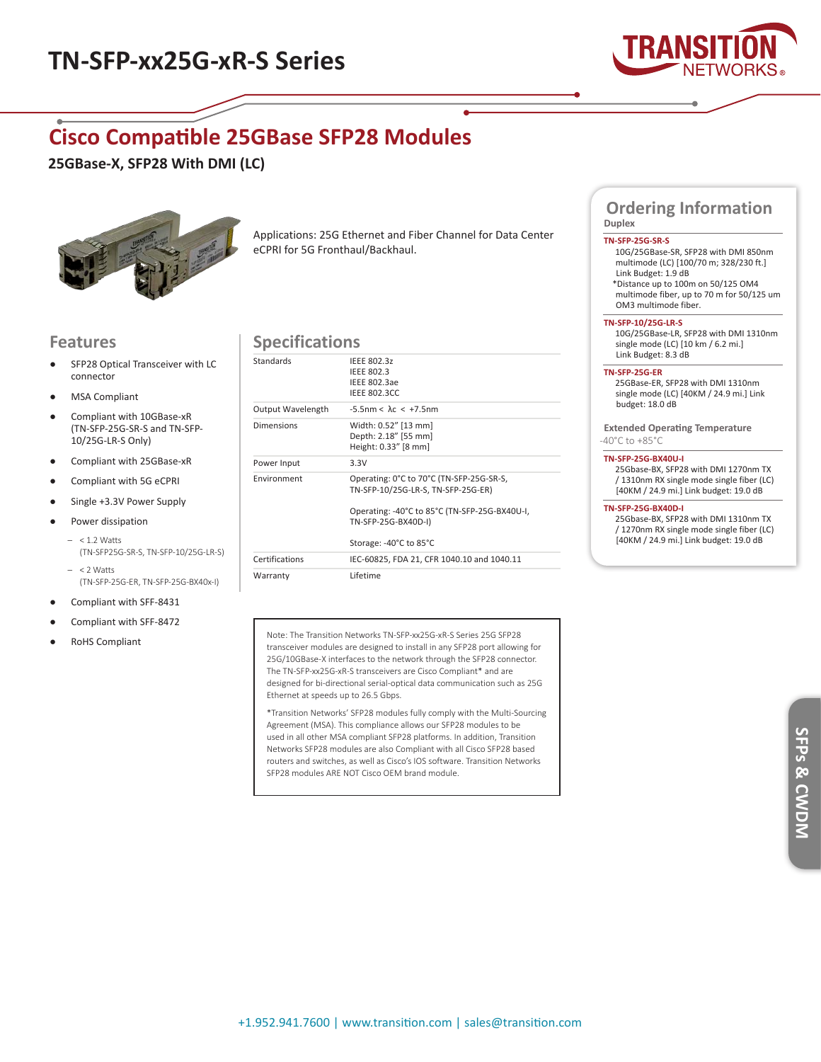// TN-SFP-xx25G-xR-S Series

# Cisco Compatible 25GBase SFP28 Modules

**25GBase-X, SFP28 With DMI (LC)**

Applications: 25G Ethernet and Fiber Channel for Data Center eCPRI for 5G Fronthaul/Backhaul.

## Features

- SFP28 Optical Transceiver with LC connector
- MSA Compliant
- Compliant with 10GBase-xR (TN-SFP-25G-SR-S and TN-SFP-10/25G-LR-S Only)
- Compliant with 25GBase-xR
- Compliant with 5G eCPRI
- Single +3.3V Power Supply
- Power dissipation
  - < 1.2 Watts (TN-SFP25G-SR-S, TN-SFP-10/25G-LR-S)
  - < 2 Watts (TN-SFP-25G-ER, TN-SFP-25G-BX40x-I)
- Compliant with SFF-8431
- Compliant with SFF-8472
- RoHS Compliant

## Specifications

| | |
|---|---|
| Standards | IEEE 802.3z<br>IEEE 802.3<br>IEEE 802.3ae<br>IEEE 802.3CC |
| Output Wavelength | -5.5nm < λc < +7.5nm |
| Dimensions | Width: 0.52" [13 mm]<br>Depth: 2.18" [55 mm]<br>Height: 0.33" [8 mm] |
| Power Input | 3.3V |
| Environment | Operating: 0°C to 70°C (TN-SFP-25G-SR-S, TN-SFP-10/25G-LR-S, TN-SFP-25G-ER)<br><br>Operating: -40°C to 85°C (TN-SFP-25G-BX40U-I, TN-SFP-25G-BX40D-I)<br><br>Storage: -40°C to 85°C |
| Certifications | IEC-60825, FDA 21, CFR 1040.10 and 1040.11 |
| Warranty | Lifetime |

Note: The Transition Networks TN-SFP-xx25G-xR-S Series 25G SFP28 transceiver modules are designed to install in any SFP28 port allowing for 25G/10GBase-X interfaces to the network through the SFP28 connector. The TN-SFP-xx25G-xR-S transceivers are Cisco Compliant* and are designed for bi-directional serial-optical data communication such as 25G Ethernet at speeds up to 26.5 Gbps.

*Transition Networks' SFP28 modules fully comply with the Multi-Sourcing Agreement (MSA). This compliance allows our SFP28 modules to be used in all other MSA compliant SFP28 platforms. In addition, Transition Networks SFP28 modules are also Compliant with all Cisco SFP28 based routers and switches, as well as Cisco's IOS software. Transition Networks SFP28 modules ARE NOT Cisco OEM brand module.

## Ordering Information

**Duplex**

**TN-SFP-25G-SR-S**
10G/25GBase-SR, SFP28 with DMI 850nm multimode (LC) [100/70 m; 328/230 ft.] Link Budget: 1.9 dB
*Distance up to 100m on 50/125 OM4 multimode fiber, up to 70 m for 50/125 um OM3 multimode fiber.

**TN-SFP-10/25G-LR-S**
10G/25GBase-LR, SFP28 with DMI 1310nm single mode (LC) [10 km / 6.2 mi.] Link Budget: 8.3 dB

**TN-SFP-25G-ER**
25GBase-ER, SFP28 with DMI 1310nm single mode (LC) [40KM / 24.9 mi.] Link budget: 18.0 dB

**Extended Operating Temperature**
-40°C to +85°C

**TN-SFP-25G-BX40U-I**
25Gbase-BX, SFP28 with DMI 1270nm TX / 1310nm RX single mode single fiber (LC) [40KM / 24.9 mi.] Link budget: 19.0 dB

**TN-SFP-25G-BX40D-I**
25Gbase-BX, SFP28 with DMI 1310nm TX / 1270nm RX single mode single fiber (LC) [40KM / 24.9 mi.] Link budget: 19.0 dB

+1.952.941.7600 | www.transition.com | sales@transition.com